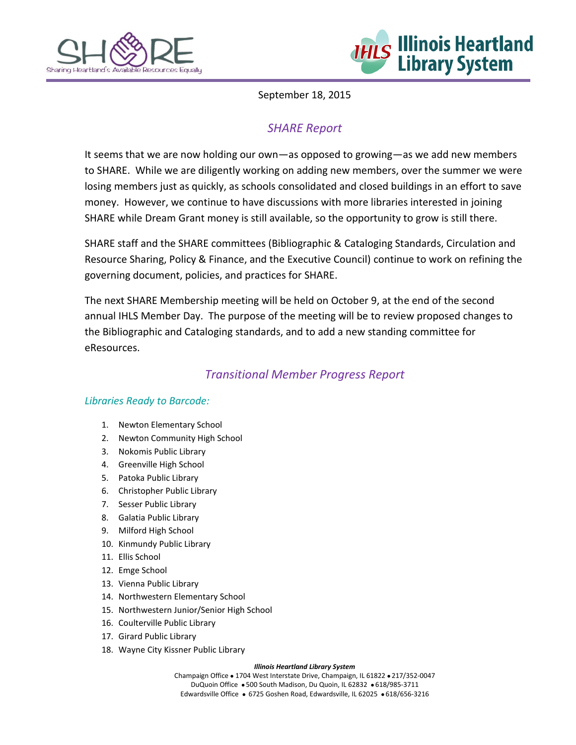September 18, 2015

## *SHARE Report*

It seems that we are now holding our own—as opposed to growing—as we add new members to SHARE. While we are diligently working on adding new members, over the summer we were losing members just as quickly, as schools consolidated and closed buildings in an effort to save money. However, we continue to have discussions with more libraries interested in joining SHARE while Dream Grant money is still available, so the opportunity to grow is still there.

SHARE staff and the SHARE committees (Bibliographic & Cataloging Standards, Circulation and Resource Sharing, Policy & Finance, and the Executive Council) continue to work on refining the governing document, policies, and practices for SHARE.

The next SHARE Membership meeting will be held on October 9, at the end of the second annual IHLS Member Day. The purpose of the meeting will be to review proposed changes to the Bibliographic and Cataloging standards, and to add a new standing committee for eResources.

## *Transitional Member Progress Report*

### *Libraries Ready to Barcode:*

1. Newton Elementary School
2. Newton Community High School
3. Nokomis Public Library
4. Greenville High School
5. Patoka Public Library
6. Christopher Public Library
7. Sesser Public Library
8. Galatia Public Library
9. Milford High School
10. Kinmundy Public Library
11. Ellis School
12. Emge School
13. Vienna Public Library
14. Northwestern Elementary School
15. Northwestern Junior/Senior High School
16. Coulterville Public Library
17. Girard Public Library
18. Wayne City Kissner Public Library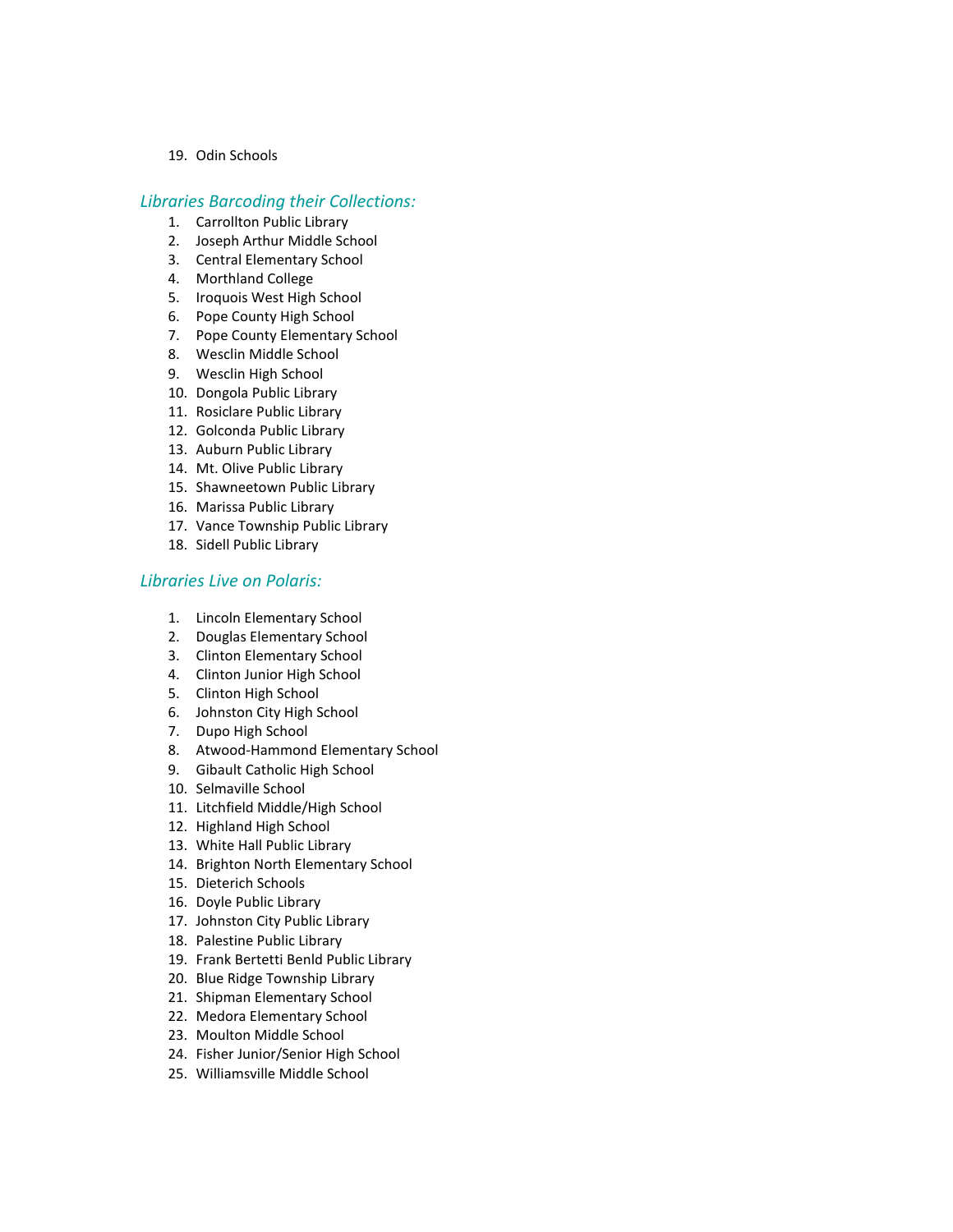19. Odin Schools

### *Libraries Barcoding their Collections:*

1. Carrollton Public Library
2. Joseph Arthur Middle School
3. Central Elementary School
4. Morthland College
5. Iroquois West High School
6. Pope County High School
7. Pope County Elementary School
8. Wesclin Middle School
9. Wesclin High School
10. Dongola Public Library
11. Rosiclare Public Library
12. Golconda Public Library
13. Auburn Public Library
14. Mt. Olive Public Library
15. Shawneetown Public Library
16. Marissa Public Library
17. Vance Township Public Library
18. Sidell Public Library

### *Libraries Live on Polaris:*

1. Lincoln Elementary School
2. Douglas Elementary School
3. Clinton Elementary School
4. Clinton Junior High School
5. Clinton High School
6. Johnston City High School
7. Dupo High School
8. Atwood-Hammond Elementary School
9. Gibault Catholic High School
10. Selmaville School
11. Litchfield Middle/High School
12. Highland High School
13. White Hall Public Library
14. Brighton North Elementary School
15. Dieterich Schools
16. Doyle Public Library
17. Johnston City Public Library
18. Palestine Public Library
19. Frank Bertetti Benld Public Library
20. Blue Ridge Township Library
21. Shipman Elementary School
22. Medora Elementary School
23. Moulton Middle School
24. Fisher Junior/Senior High School
25. Williamsville Middle School